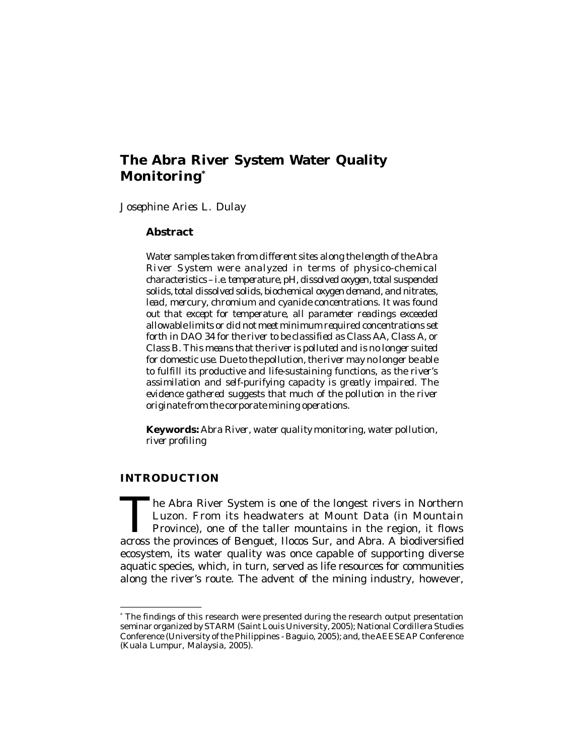# The Abra River System Water Quality Monitoring*

*Josephine Aries L. Dulay*

### Abstract

*Water samples taken from different sites along the length of the Abra River System were analyzed in terms of physico-chemical characteristics – i.e. temperature, pH, dissolved oxygen, total suspended solids, total dissolved solids, biochemical oxygen demand, and nitrates, lead, mercury, chromium and cyanide concentrations. It was found out that except for temperature, all parameter readings exceeded allowable limits or did not meet minimum required concentrations set forth in DAO 34 for the river to be classified as Class AA, Class A, or Class B. This means that the river is polluted and is no longer suited for domestic use. Due to the pollution, the river may no longer be able to fulfill its productive and life-sustaining functions, as the river's assimilation and self-purifying capacity is greatly impaired. The evidence gathered suggests that much of the pollution in the river originate from the corporate mining operations.*

**Keywords:** *Abra River, water quality monitoring, water pollution, river profiling*

## INTRODUCTION

The Abra River System is one of the longest rivers in Northern Luzon. From its headwaters at Mount Data (in Mountain Province), one of the taller mountains in the region, it flows across the provinces of Benguet, Ilocos Sur, and Abra. A biodiversified ecosystem, its water quality was once capable of supporting diverse aquatic species, which, in turn, served as life resources for communities along the river's route. The advent of the mining industry, however,

---

* The findings of this research were presented during the research output presentation seminar organized by STARM (Saint Louis University, 2005); National Cordillera Studies Conference (University of the Philippines - Baguio, 2005); and, the AEESEAP Conference (Kuala Lumpur, Malaysia, 2005).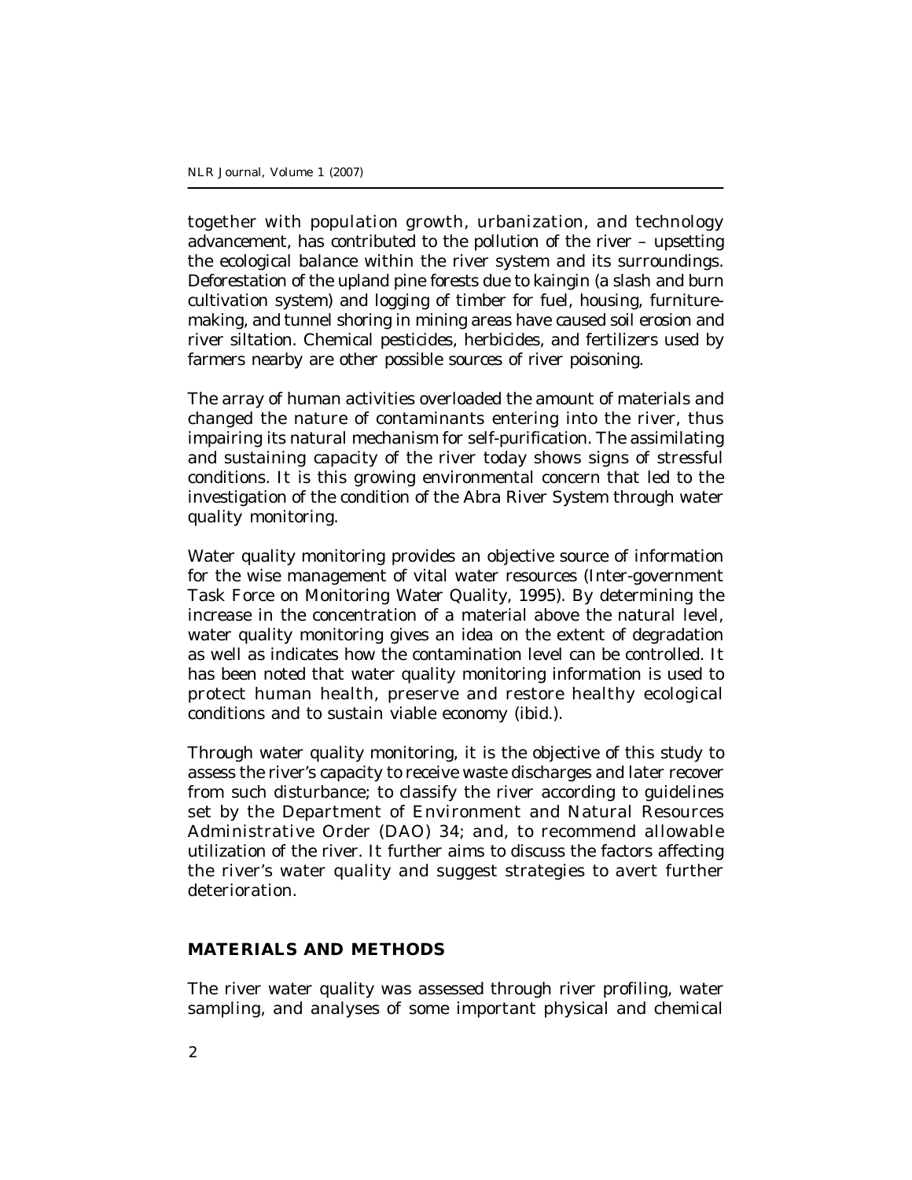together with population growth, urbanization, and technology advancement, has contributed to the pollution of the river – upsetting the ecological balance within the river system and its surroundings. Deforestation of the upland pine forests due to kaingin (a slash and burn cultivation system) and logging of timber for fuel, housing, furniture-making, and tunnel shoring in mining areas have caused soil erosion and river siltation. Chemical pesticides, herbicides, and fertilizers used by farmers nearby are other possible sources of river poisoning.

The array of human activities overloaded the amount of materials and changed the nature of contaminants entering into the river, thus impairing its natural mechanism for self-purification. The assimilating and sustaining capacity of the river today shows signs of stressful conditions. It is this growing environmental concern that led to the investigation of the condition of the Abra River System through water quality monitoring.

Water quality monitoring provides an objective source of information for the wise management of vital water resources (Inter-government Task Force on Monitoring Water Quality, 1995). By determining the increase in the concentration of a material above the natural level, water quality monitoring gives an idea on the extent of degradation as well as indicates how the contamination level can be controlled. It has been noted that water quality monitoring information is used to protect human health, preserve and restore healthy ecological conditions and to sustain viable economy (ibid.).

Through water quality monitoring, it is the objective of this study to assess the river's capacity to receive waste discharges and later recover from such disturbance; to classify the river according to guidelines set by the Department of Environment and Natural Resources Administrative Order (DAO) 34; and, to recommend allowable utilization of the river. It further aims to discuss the factors affecting the river's water quality and suggest strategies to avert further deterioration.

## MATERIALS AND METHODS

The river water quality was assessed through river profiling, water sampling, and analyses of some important physical and chemical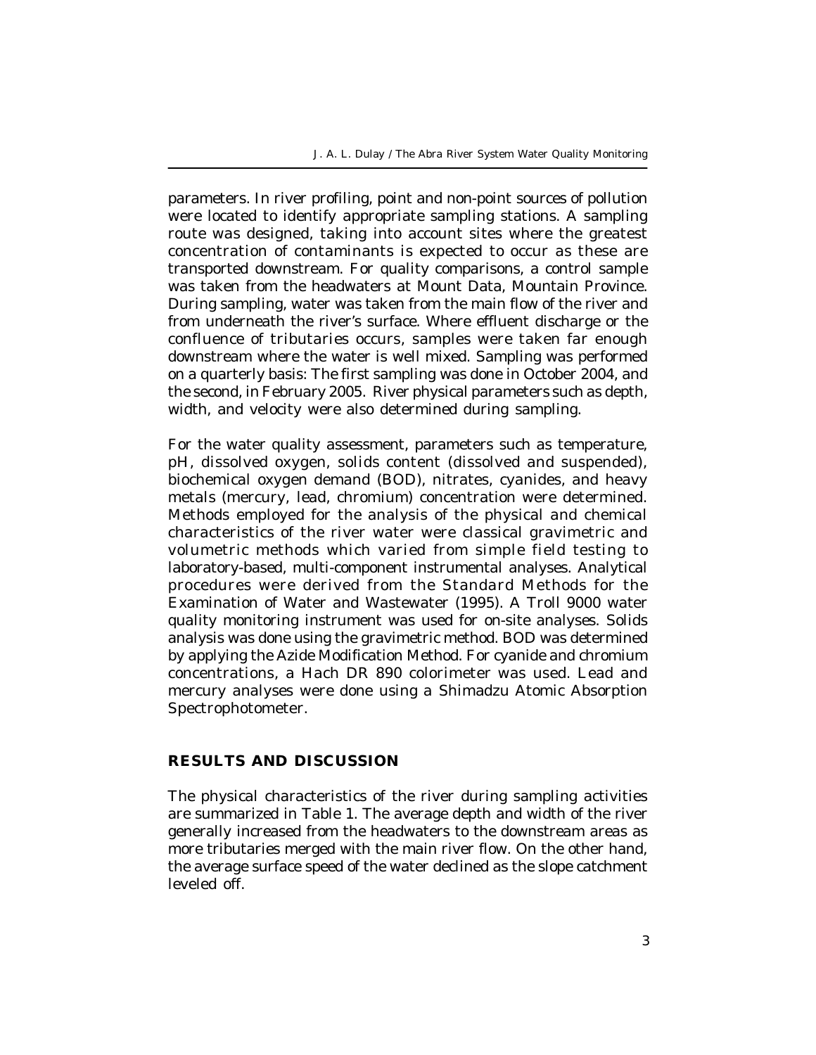parameters. In river profiling, point and non-point sources of pollution were located to identify appropriate sampling stations. A sampling route was designed, taking into account sites where the greatest concentration of contaminants is expected to occur as these are transported downstream. For quality comparisons, a control sample was taken from the headwaters at Mount Data, Mountain Province. During sampling, water was taken from the main flow of the river and from underneath the river's surface. Where effluent discharge or the confluence of tributaries occurs, samples were taken far enough downstream where the water is well mixed. Sampling was performed on a quarterly basis: The first sampling was done in October 2004, and the second, in February 2005. River physical parameters such as depth, width, and velocity were also determined during sampling.

For the water quality assessment, parameters such as temperature, pH, dissolved oxygen, solids content (dissolved and suspended), biochemical oxygen demand (BOD), nitrates, cyanides, and heavy metals (mercury, lead, chromium) concentration were determined. Methods employed for the analysis of the physical and chemical characteristics of the river water were classical gravimetric and volumetric methods which varied from simple field testing to laboratory-based, multi-component instrumental analyses. Analytical procedures were derived from the Standard Methods for the Examination of Water and Wastewater (1995). A Troll 9000 water quality monitoring instrument was used for on-site analyses. Solids analysis was done using the gravimetric method. BOD was determined by applying the Azide Modification Method. For cyanide and chromium concentrations, a Hach DR 890 colorimeter was used. Lead and mercury analyses were done using a Shimadzu Atomic Absorption Spectrophotometer.

## RESULTS AND DISCUSSION

The physical characteristics of the river during sampling activities are summarized in Table 1. The average depth and width of the river generally increased from the headwaters to the downstream areas as more tributaries merged with the main river flow. On the other hand, the average surface speed of the water declined as the slope catchment leveled off.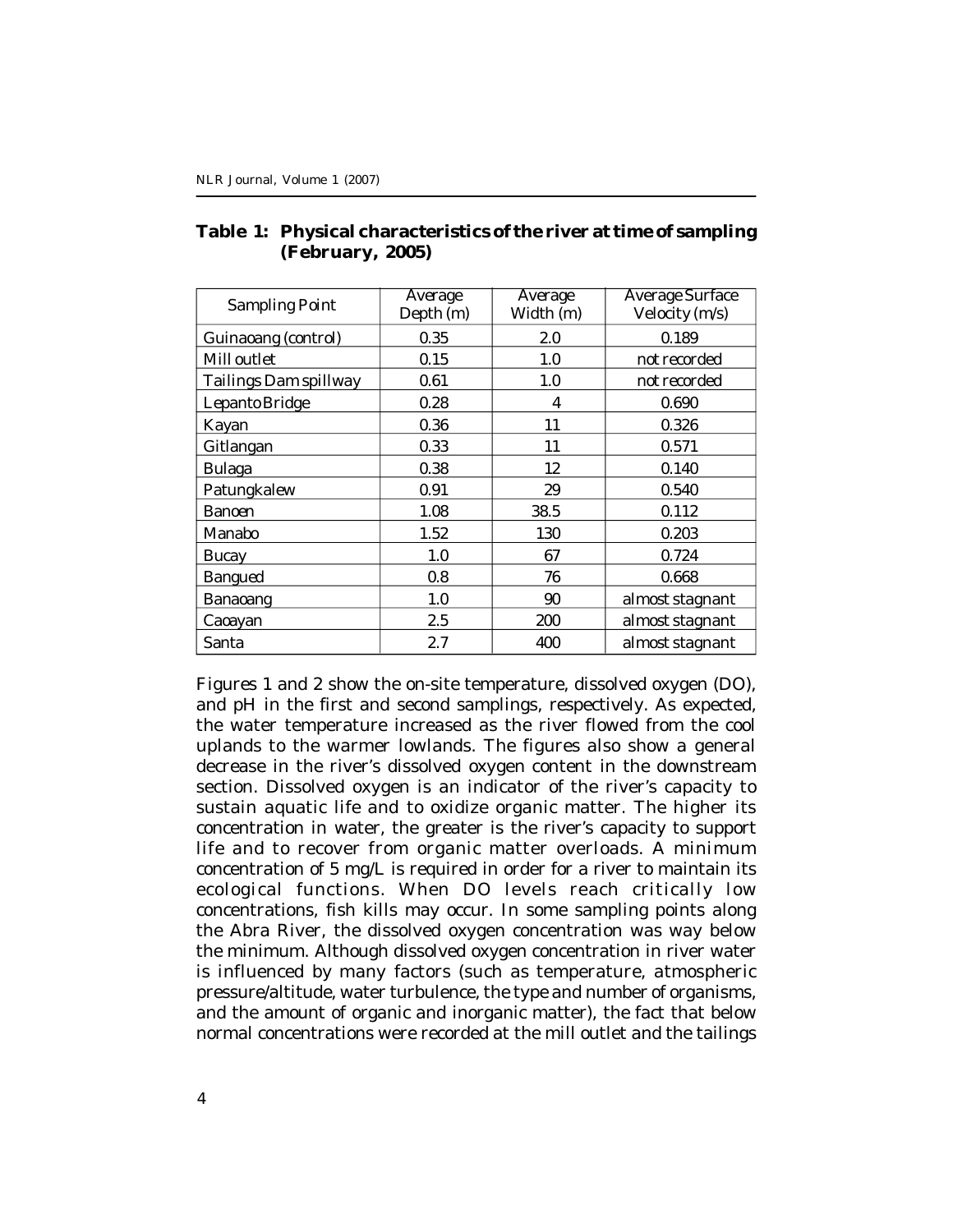**Table 1: Physical characteristics of the river at time of sampling (February, 2005)**

| Sampling Point | Average Depth (m) | Average Width (m) | Average Surface Velocity (m/s) |
|---|---|---|---|
| Guinaoang (control) | 0.35 | 2.0 | 0.189 |
| Mill outlet | 0.15 | 1.0 | not recorded |
| Tailings Dam spillway | 0.61 | 1.0 | not recorded |
| Lepanto Bridge | 0.28 | 4 | 0.690 |
| Kayan | 0.36 | 11 | 0.326 |
| Gitlangan | 0.33 | 11 | 0.571 |
| Bulaga | 0.38 | 12 | 0.140 |
| Patungkalew | 0.91 | 29 | 0.540 |
| Banoen | 1.08 | 38.5 | 0.112 |
| Manabo | 1.52 | 130 | 0.203 |
| Bucay | 1.0 | 67 | 0.724 |
| Bangued | 0.8 | 76 | 0.668 |
| Banaoang | 1.0 | 90 | almost stagnant |
| Caoayan | 2.5 | 200 | almost stagnant |
| Santa | 2.7 | 400 | almost stagnant |

Figures 1 and 2 show the on-site temperature, dissolved oxygen (DO), and pH in the first and second samplings, respectively. As expected, the water temperature increased as the river flowed from the cool uplands to the warmer lowlands. The figures also show a general decrease in the river's dissolved oxygen content in the downstream section. Dissolved oxygen is an indicator of the river's capacity to sustain aquatic life and to oxidize organic matter. The higher its concentration in water, the greater is the river's capacity to support life and to recover from organic matter overloads. A minimum concentration of 5 mg/L is required in order for a river to maintain its ecological functions. When DO levels reach critically low concentrations, fish kills may occur. In some sampling points along the Abra River, the dissolved oxygen concentration was way below the minimum. Although dissolved oxygen concentration in river water is influenced by many factors (such as temperature, atmospheric pressure/altitude, water turbulence, the type and number of organisms, and the amount of organic and inorganic matter), the fact that below normal concentrations were recorded at the mill outlet and the tailings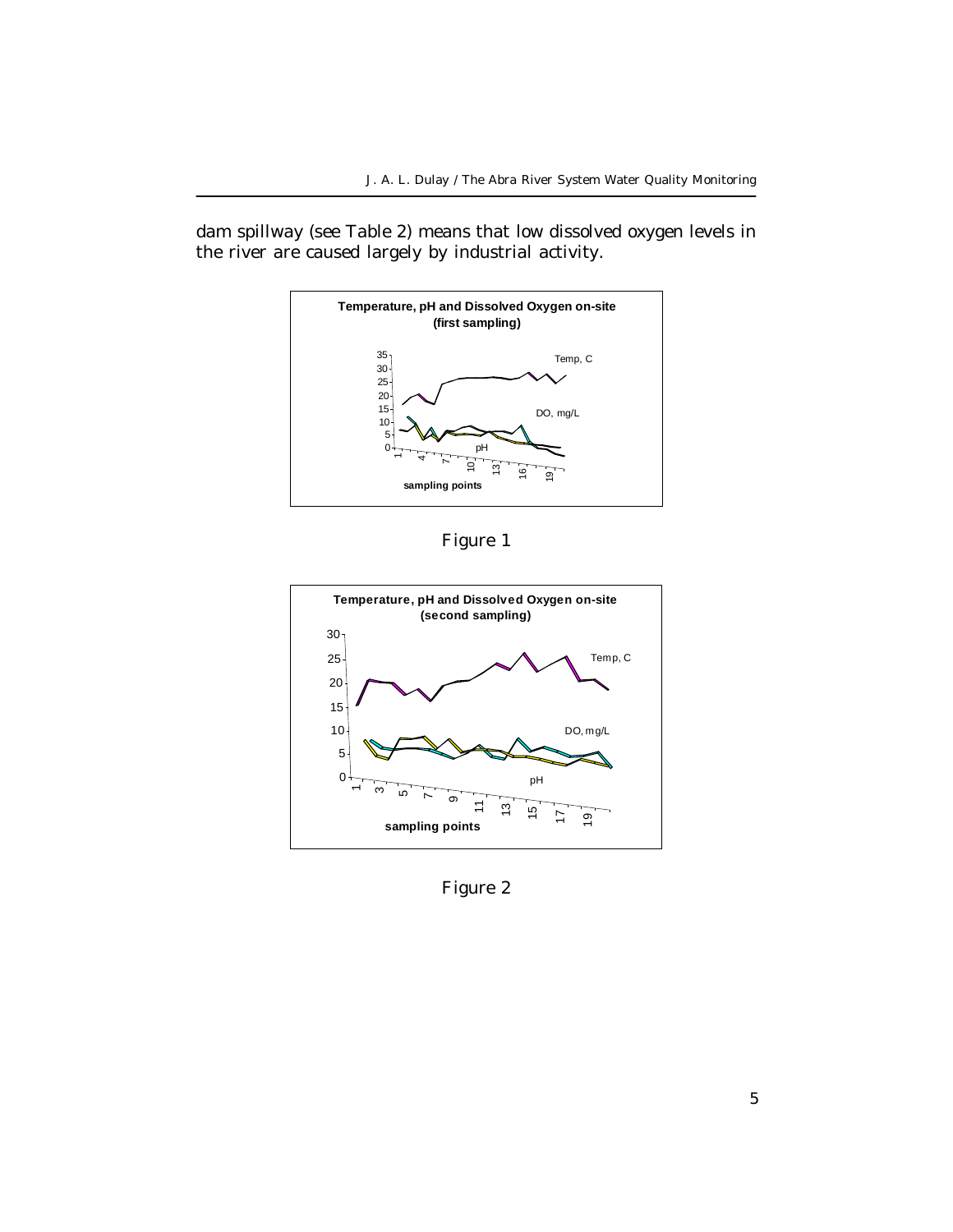dam spillway (see Table 2) means that low dissolved oxygen levels in the river are caused largely by industrial activity.

Figure 1

Figure 2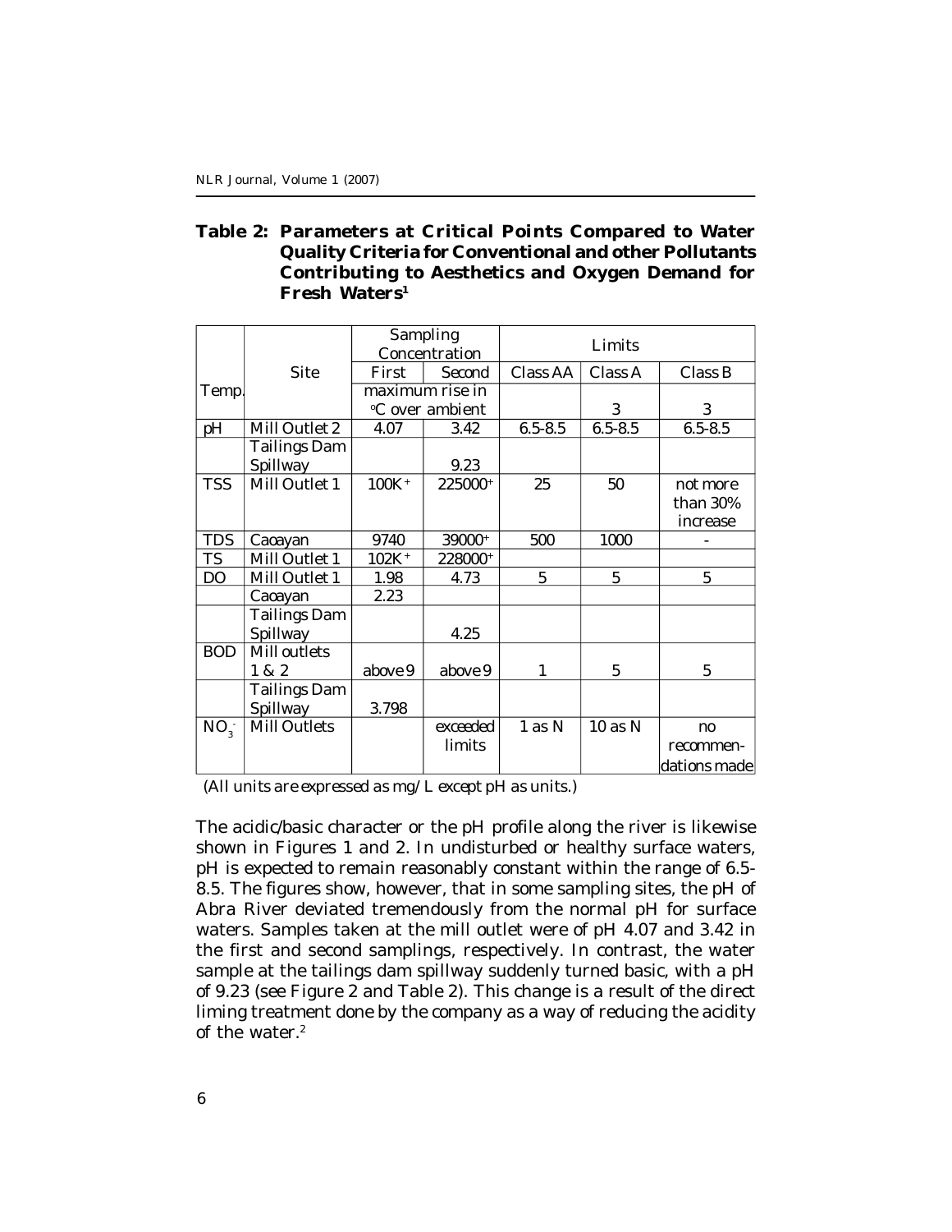**Table 2: Parameters at Critical Points Compared to Water Quality Criteria for Conventional and other Pollutants Contributing to Aesthetics and Oxygen Demand for Fresh Waters[1]**

| | Site | Sampling Concentration | | Limits | | |
|---|---|---|---|---|---|---|
| | | First | Second | Class AA | Class A | Class B |
| Temp. | | maximum rise in °C over ambient | | | 3 | 3 |
| pH | Mill Outlet 2 | 4.07 | 3.42 | 6.5-8.5 | 6.5-8.5 | 6.5-8.5 |
| | Tailings Dam Spillway | | 9.23 | | | |
| TSS | Mill Outlet 1 | 100K⁺ | 225000⁺ | 25 | 50 | not more than 30% increase |
| TDS | Caoayan | 9740 | 39000⁺ | 500 | 1000 | - |
| TS | Mill Outlet 1 | 102K⁺ | 228000⁺ | | | |
| DO | Mill Outlet 1 | 1.98 | 4.73 | 5 | 5 | 5 |
| | Caoayan | 2.23 | | | | |
| | Tailings Dam Spillway | | 4.25 | | | |
| BOD | Mill outlets 1 & 2 | above 9 | above 9 | 1 | 5 | 5 |
| | Tailings Dam Spillway | 3.798 | | | | |
| $NO_3^-$ | Mill Outlets | | exceeded limits | 1 as N | 10 as N | no recommendations made |

(All units are expressed as mg/L except pH as units.)

The acidic/basic character or the pH profile along the river is likewise shown in Figures 1 and 2. In undisturbed or healthy surface waters, pH is expected to remain reasonably constant within the range of 6.5-8.5. The figures show, however, that in some sampling sites, the pH of Abra River deviated tremendously from the normal pH for surface waters. Samples taken at the mill outlet were of pH 4.07 and 3.42 in the first and second samplings, respectively. In contrast, the water sample at the tailings dam spillway suddenly turned basic, with a pH of 9.23 (see Figure 2 and Table 2). This change is a result of the direct liming treatment done by the company as a way of reducing the acidity of the water.[2]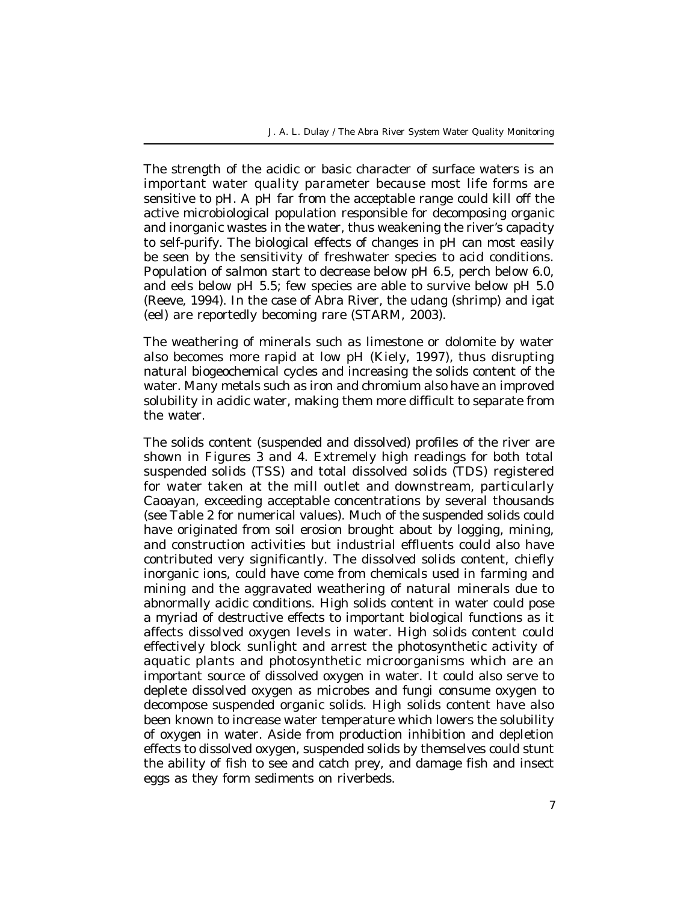The strength of the acidic or basic character of surface waters is an important water quality parameter because most life forms are sensitive to pH. A pH far from the acceptable range could kill off the active microbiological population responsible for decomposing organic and inorganic wastes in the water, thus weakening the river's capacity to self-purify. The biological effects of changes in pH can most easily be seen by the sensitivity of freshwater species to acid conditions. Population of salmon start to decrease below pH 6.5, perch below 6.0, and eels below pH 5.5; few species are able to survive below pH 5.0 (Reeve, 1994). In the case of Abra River, the udang (shrimp) and igat (eel) are reportedly becoming rare (STARM, 2003).

The weathering of minerals such as limestone or dolomite by water also becomes more rapid at low pH (Kiely, 1997), thus disrupting natural biogeochemical cycles and increasing the solids content of the water. Many metals such as iron and chromium also have an improved solubility in acidic water, making them more difficult to separate from the water.

The solids content (suspended and dissolved) profiles of the river are shown in Figures 3 and 4. Extremely high readings for both total suspended solids (TSS) and total dissolved solids (TDS) registered for water taken at the mill outlet and downstream, particularly Caoayan, exceeding acceptable concentrations by several thousands (see Table 2 for numerical values). Much of the suspended solids could have originated from soil erosion brought about by logging, mining, and construction activities but industrial effluents could also have contributed very significantly. The dissolved solids content, chiefly inorganic ions, could have come from chemicals used in farming and mining and the aggravated weathering of natural minerals due to abnormally acidic conditions. High solids content in water could pose a myriad of destructive effects to important biological functions as it affects dissolved oxygen levels in water. High solids content could effectively block sunlight and arrest the photosynthetic activity of aquatic plants and photosynthetic microorganisms which are an important source of dissolved oxygen in water. It could also serve to deplete dissolved oxygen as microbes and fungi consume oxygen to decompose suspended organic solids. High solids content have also been known to increase water temperature which lowers the solubility of oxygen in water. Aside from production inhibition and depletion effects to dissolved oxygen, suspended solids by themselves could stunt the ability of fish to see and catch prey, and damage fish and insect eggs as they form sediments on riverbeds.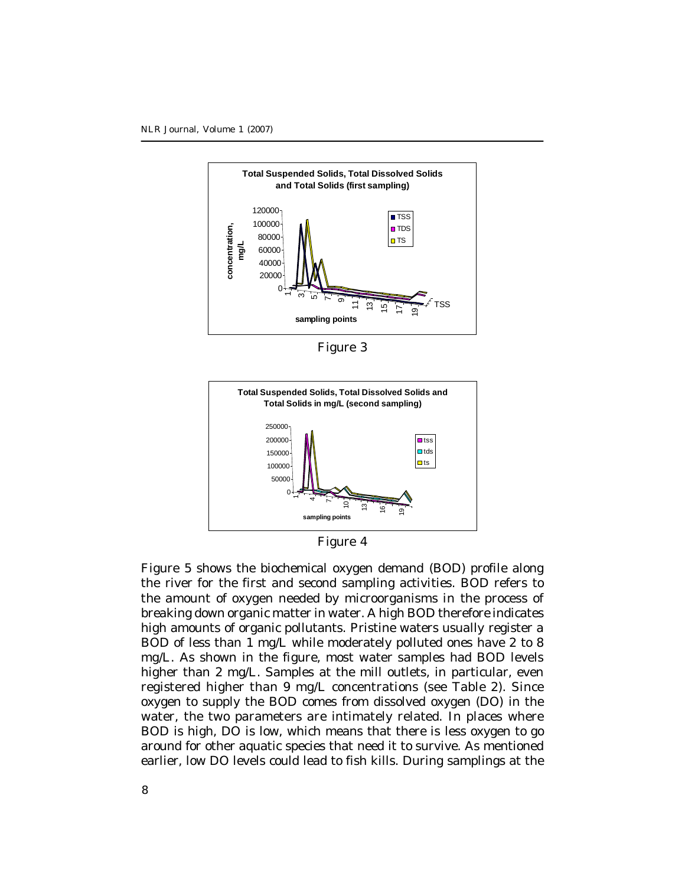Figure 3

Figure 4

Figure 5 shows the biochemical oxygen demand (BOD) profile along the river for the first and second sampling activities. BOD refers to the amount of oxygen needed by microorganisms in the process of breaking down organic matter in water. A high BOD therefore indicates high amounts of organic pollutants. Pristine waters usually register a BOD of less than 1 mg/L while moderately polluted ones have 2 to 8 mg/L. As shown in the figure, most water samples had BOD levels higher than 2 mg/L. Samples at the mill outlets, in particular, even registered higher than 9 mg/L concentrations (see Table 2). Since oxygen to supply the BOD comes from dissolved oxygen (DO) in the water, the two parameters are intimately related. In places where BOD is high, DO is low, which means that there is less oxygen to go around for other aquatic species that need it to survive. As mentioned earlier, low DO levels could lead to fish kills. During samplings at the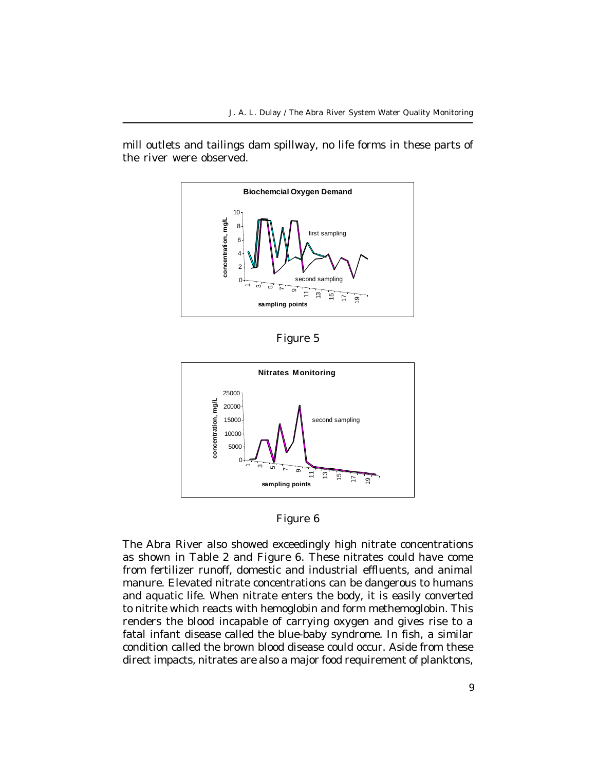mill outlets and tailings dam spillway, no life forms in these parts of the river were observed.

Figure 5

Figure 6

The Abra River also showed exceedingly high nitrate concentrations as shown in Table 2 and Figure 6. These nitrates could have come from fertilizer runoff, domestic and industrial effluents, and animal manure. Elevated nitrate concentrations can be dangerous to humans and aquatic life. When nitrate enters the body, it is easily converted to nitrite which reacts with hemoglobin and form methemoglobin. This renders the blood incapable of carrying oxygen and gives rise to a fatal infant disease called the blue-baby syndrome. In fish, a similar condition called the brown blood disease could occur. Aside from these direct impacts, nitrates are also a major food requirement of planktons,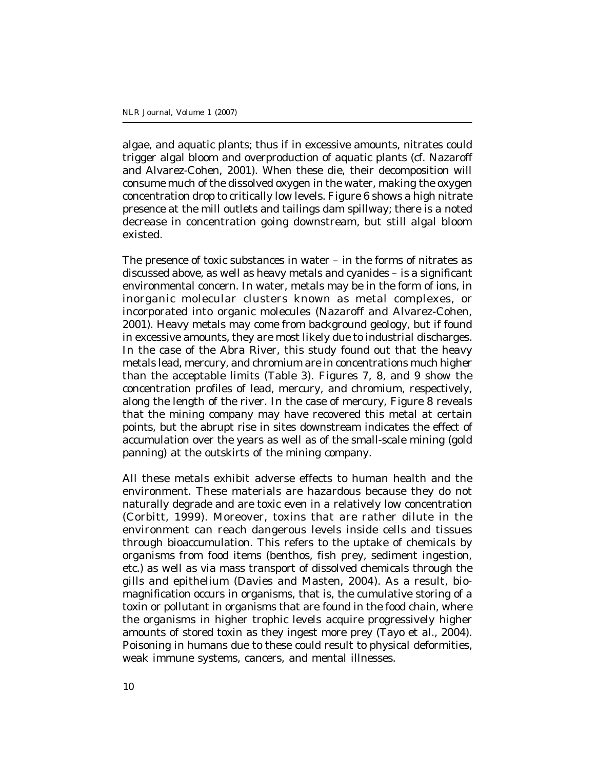algae, and aquatic plants; thus if in excessive amounts, nitrates could trigger algal bloom and overproduction of aquatic plants (cf. Nazaroff and Alvarez-Cohen, 2001). When these die, their decomposition will consume much of the dissolved oxygen in the water, making the oxygen concentration drop to critically low levels. Figure 6 shows a high nitrate presence at the mill outlets and tailings dam spillway; there is a noted decrease in concentration going downstream, but still algal bloom existed.

The presence of toxic substances in water – in the forms of nitrates as discussed above, as well as heavy metals and cyanides – is a significant environmental concern. In water, metals may be in the form of ions, in inorganic molecular clusters known as metal complexes, or incorporated into organic molecules (Nazaroff and Alvarez-Cohen, 2001). Heavy metals may come from background geology, but if found in excessive amounts, they are most likely due to industrial discharges. In the case of the Abra River, this study found out that the heavy metals lead, mercury, and chromium are in concentrations much higher than the acceptable limits (Table 3). Figures 7, 8, and 9 show the concentration profiles of lead, mercury, and chromium, respectively, along the length of the river. In the case of mercury, Figure 8 reveals that the mining company may have recovered this metal at certain points, but the abrupt rise in sites downstream indicates the effect of accumulation over the years as well as of the small-scale mining (gold panning) at the outskirts of the mining company.

All these metals exhibit adverse effects to human health and the environment. These materials are hazardous because they do not naturally degrade and are toxic even in a relatively low concentration (Corbitt, 1999). Moreover, toxins that are rather dilute in the environment can reach dangerous levels inside cells and tissues through bioaccumulation. This refers to the uptake of chemicals by organisms from food items (benthos, fish prey, sediment ingestion, etc.) as well as via mass transport of dissolved chemicals through the gills and epithelium (Davies and Masten, 2004). As a result, bio-magnification occurs in organisms, that is, the cumulative storing of a toxin or pollutant in organisms that are found in the food chain, where the organisms in higher trophic levels acquire progressively higher amounts of stored toxin as they ingest more prey (Tayo et al., 2004). Poisoning in humans due to these could result to physical deformities, weak immune systems, cancers, and mental illnesses.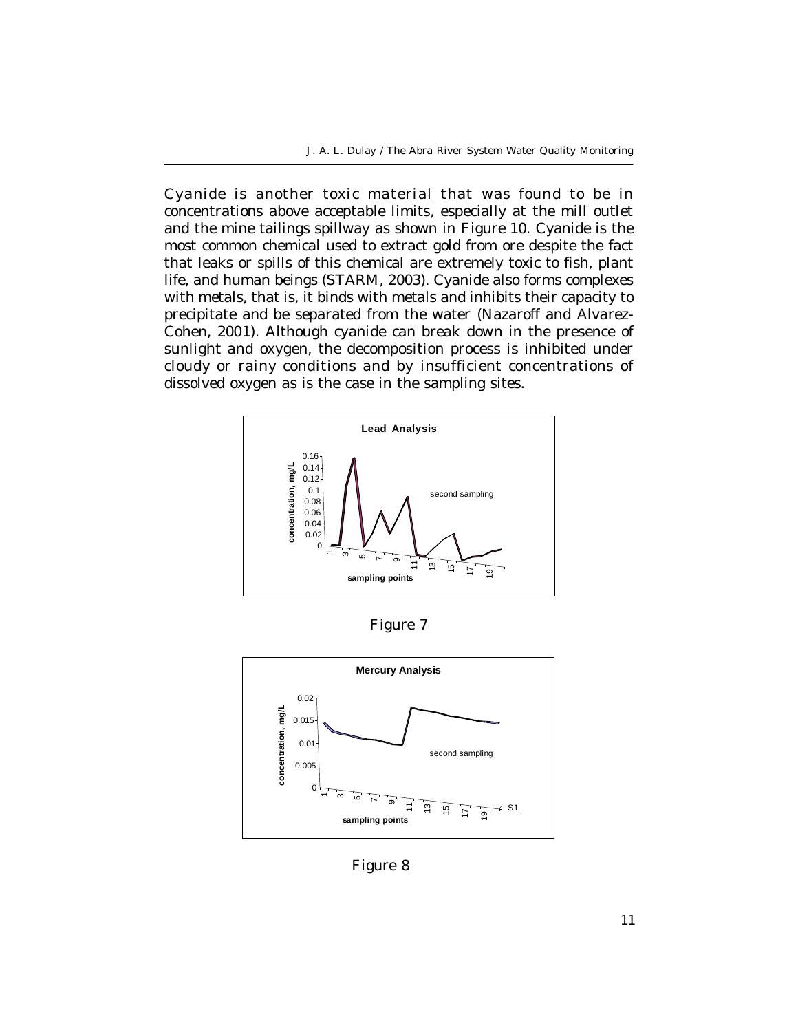Cyanide is another toxic material that was found to be in concentrations above acceptable limits, especially at the mill outlet and the mine tailings spillway as shown in Figure 10. Cyanide is the most common chemical used to extract gold from ore despite the fact that leaks or spills of this chemical are extremely toxic to fish, plant life, and human beings (STARM, 2003). Cyanide also forms complexes with metals, that is, it binds with metals and inhibits their capacity to precipitate and be separated from the water (Nazaroff and Alvarez-Cohen, 2001). Although cyanide can break down in the presence of sunlight and oxygen, the decomposition process is inhibited under cloudy or rainy conditions and by insufficient concentrations of dissolved oxygen as is the case in the sampling sites.

Figure 7

Figure 8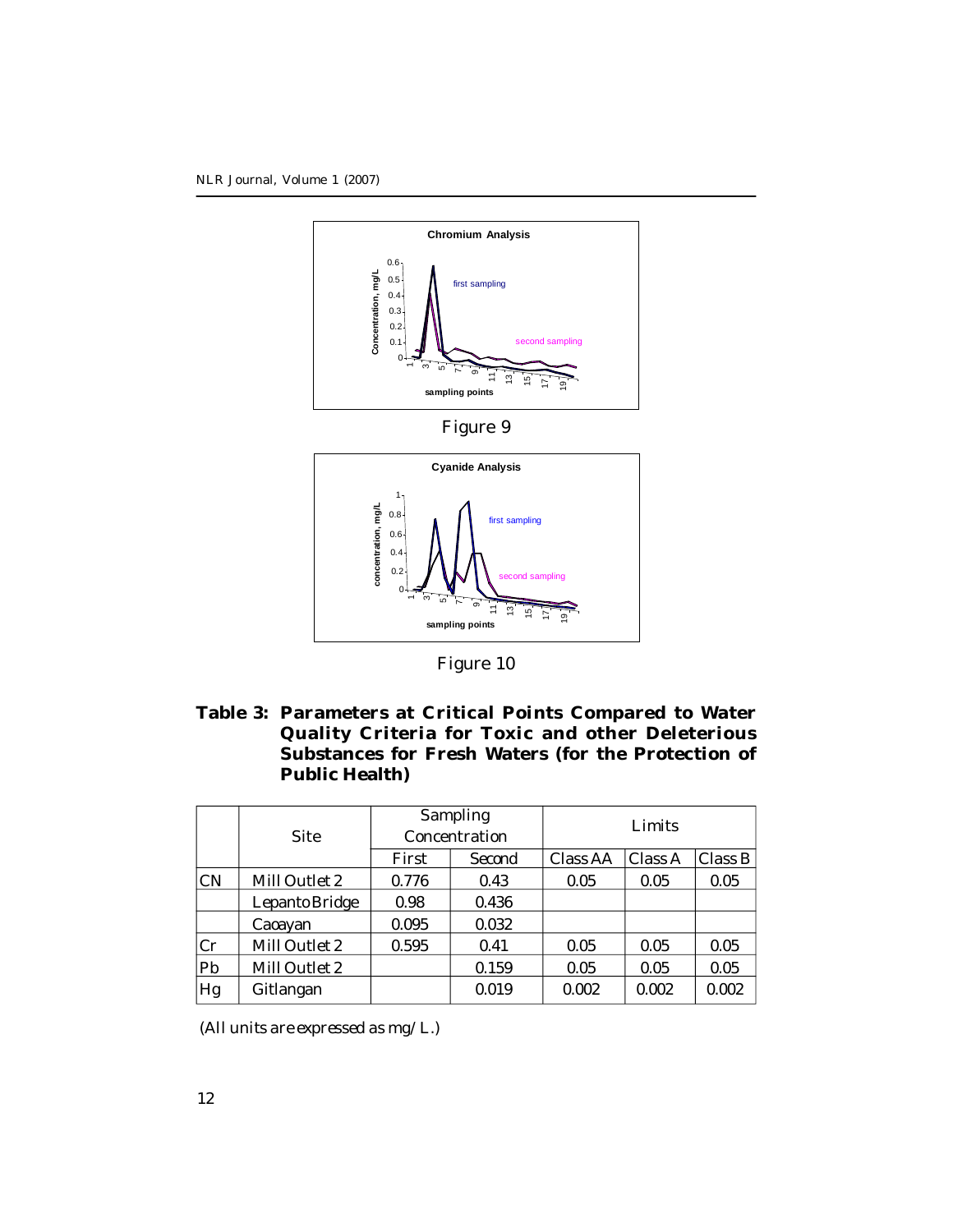Figure 9

Figure 10

**Table 3: Parameters at Critical Points Compared to Water Quality Criteria for Toxic and other Deleterious Substances for Fresh Waters (for the Protection of Public Health)**

| | Site | Sampling Concentration | | Limits | | |
|---|---|---|---|---|---|---|
| | | First | Second | Class AA | Class A | Class B |
| CN | Mill Outlet 2 | 0.776 | 0.43 | 0.05 | 0.05 | 0.05 |
| | Lepanto Bridge | 0.98 | 0.436 | | | |
| | Caoayan | 0.095 | 0.032 | | | |
| Cr | Mill Outlet 2 | 0.595 | 0.41 | 0.05 | 0.05 | 0.05 |
| Pb | Mill Outlet 2 | | 0.159 | 0.05 | 0.05 | 0.05 |
| Hg | Gitlangan | | 0.019 | 0.002 | 0.002 | 0.002 |

(All units are expressed as mg/L.)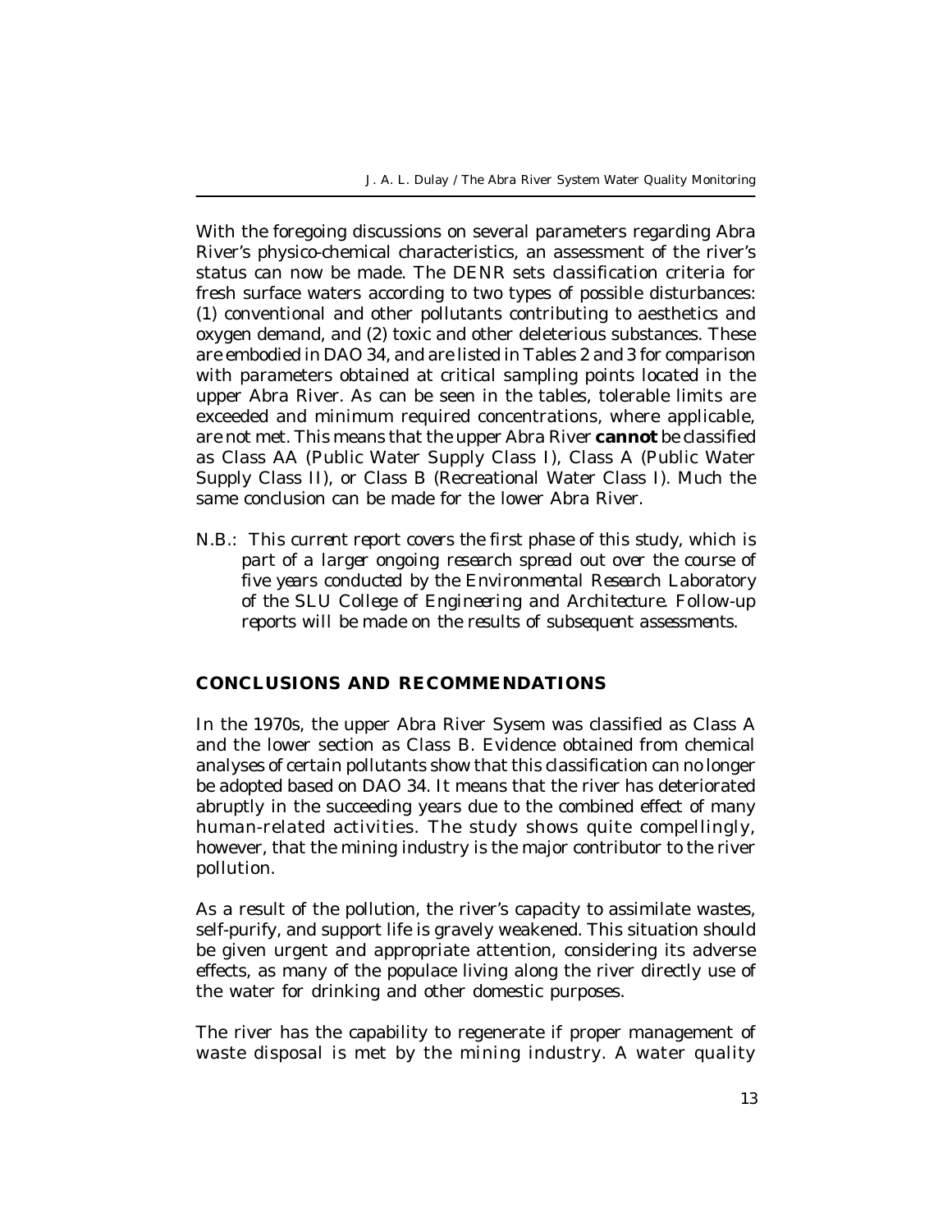With the foregoing discussions on several parameters regarding Abra River's physico-chemical characteristics, an assessment of the river's status can now be made. The DENR sets classification criteria for fresh surface waters according to two types of possible disturbances: (1) conventional and other pollutants contributing to aesthetics and oxygen demand, and (2) toxic and other deleterious substances. These are embodied in DAO 34, and are listed in Tables 2 and 3 for comparison with parameters obtained at critical sampling points located in the upper Abra River. As can be seen in the tables, tolerable limits are exceeded and minimum required concentrations, where applicable, are not met. This means that the upper Abra River **cannot** be classified as Class AA (Public Water Supply Class I), Class A (Public Water Supply Class II), or Class B (Recreational Water Class I). Much the same conclusion can be made for the lower Abra River.

N.B.: *This current report covers the first phase of this study, which is part of a larger ongoing research spread out over the course of five years conducted by the Environmental Research Laboratory of the SLU College of Engineering and Architecture. Follow-up reports will be made on the results of subsequent assessments.*

## CONCLUSIONS AND RECOMMENDATIONS

In the 1970s, the upper Abra River Sysem was classified as Class A and the lower section as Class B. Evidence obtained from chemical analyses of certain pollutants show that this classification can no longer be adopted based on DAO 34. It means that the river has deteriorated abruptly in the succeeding years due to the combined effect of many human-related activities. The study shows quite compellingly, however, that the mining industry is the major contributor to the river pollution.

As a result of the pollution, the river's capacity to assimilate wastes, self-purify, and support life is gravely weakened. This situation should be given urgent and appropriate attention, considering its adverse effects, as many of the populace living along the river directly use of the water for drinking and other domestic purposes.

The river has the capability to regenerate if proper management of waste disposal is met by the mining industry. A water quality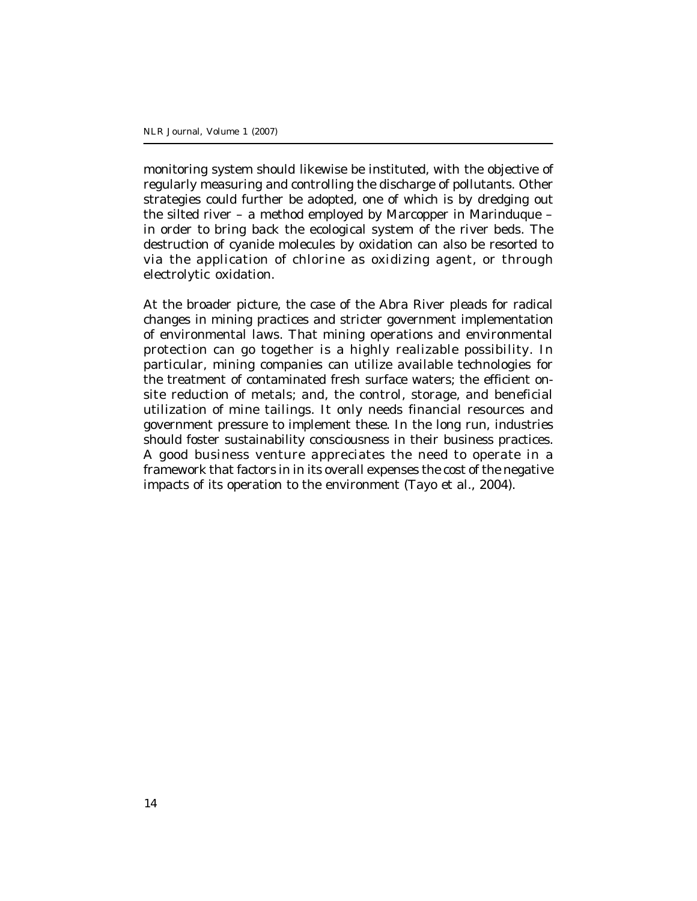monitoring system should likewise be instituted, with the objective of regularly measuring and controlling the discharge of pollutants. Other strategies could further be adopted, one of which is by dredging out the silted river – a method employed by Marcopper in Marinduque – in order to bring back the ecological system of the river beds. The destruction of cyanide molecules by oxidation can also be resorted to via the application of chlorine as oxidizing agent, or through electrolytic oxidation.

At the broader picture, the case of the Abra River pleads for radical changes in mining practices and stricter government implementation of environmental laws. That mining operations and environmental protection can go together is a highly realizable possibility. In particular, mining companies can utilize available technologies for the treatment of contaminated fresh surface waters; the efficient on-site reduction of metals; and, the control, storage, and beneficial utilization of mine tailings. It only needs financial resources and government pressure to implement these. In the long run, industries should foster sustainability consciousness in their business practices. A good business venture appreciates the need to operate in a framework that factors in in its overall expenses the cost of the negative impacts of its operation to the environment (Tayo et al., 2004).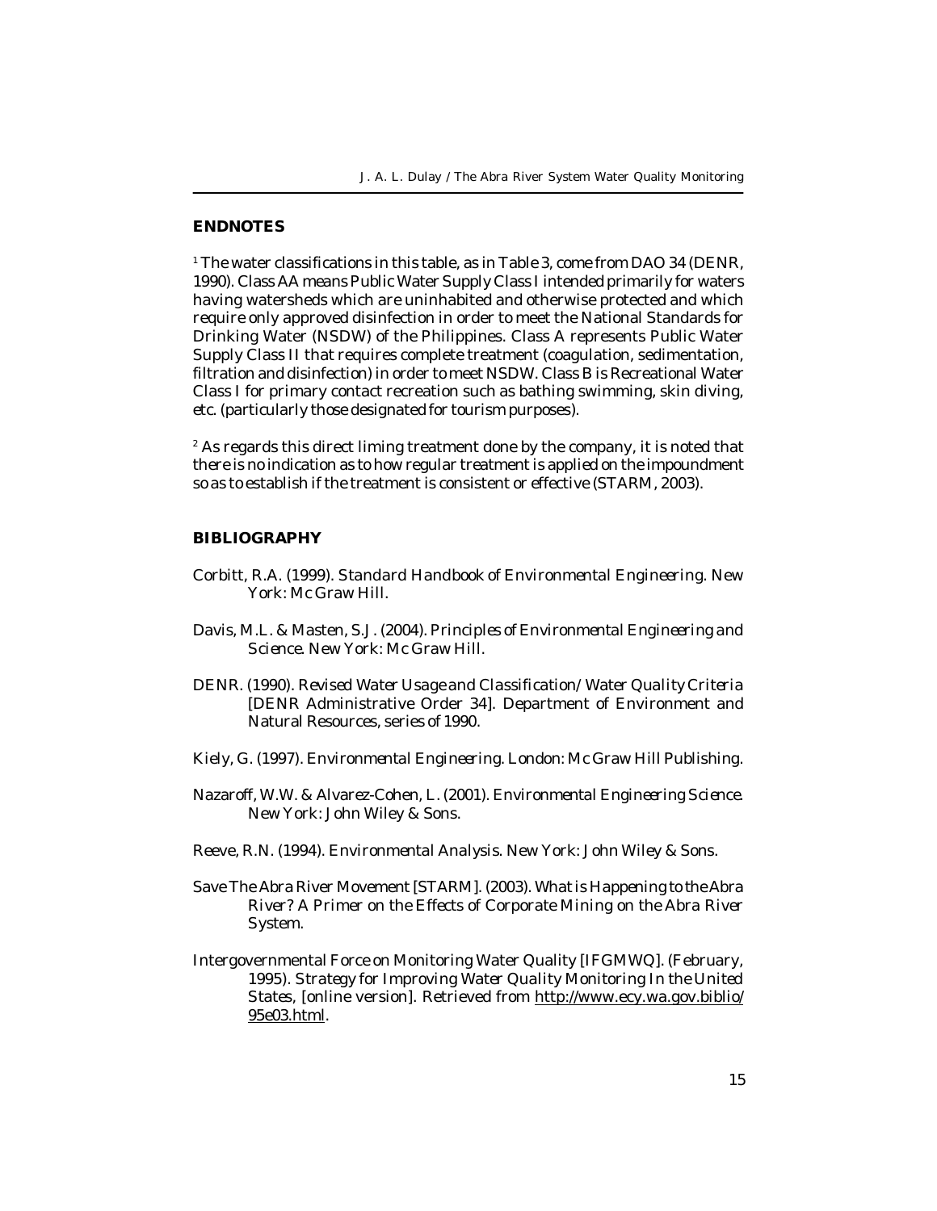## ENDNOTES

[1] The water classifications in this table, as in Table 3, come from DAO 34 (DENR, 1990). Class AA means Public Water Supply Class I intended primarily for waters having watersheds which are uninhabited and otherwise protected and which require only approved disinfection in order to meet the National Standards for Drinking Water (NSDW) of the Philippines. Class A represents Public Water Supply Class II that requires complete treatment (coagulation, sedimentation, filtration and disinfection) in order to meet NSDW. Class B is Recreational Water Class I for primary contact recreation such as bathing swimming, skin diving, etc. (particularly those designated for tourism purposes).

[2] As regards this direct liming treatment done by the company, it is noted that there is no indication as to how regular treatment is applied on the impoundment so as to establish if the treatment is consistent or effective (STARM, 2003).

## BIBLIOGRAPHY

Corbitt, R.A. (1999). *Standard Handbook of Environmental Engineering*. New York: Mc Graw Hill.

Davis, M.L. & Masten, S.J. (2004). *Principles of Environmental Engineering and Science*. New York: Mc Graw Hill.

DENR. (1990). *Revised Water Usage and Classification/ Water Quality Criteria* [DENR Administrative Order 34]. Department of Environment and Natural Resources, series of 1990.

Kiely, G. (1997). *Environmental Engineering*. London: Mc Graw Hill Publishing.

Nazaroff, W.W. & Alvarez-Cohen, L. (2001). *Environmental Engineering Science*. New York: John Wiley & Sons.

Reeve, R.N. (1994). *Environmental Analysis*. New York: John Wiley & Sons.

Save The Abra River Movement [STARM]. (2003). *What is Happening to the Abra River? A Primer on the Effects of Corporate Mining on the Abra River System*.

Intergovernmental Force on Monitoring Water Quality [IFGMWQ]. (February, 1995). *Strategy for Improving Water Quality Monitoring In the United States*, [online version]. Retrieved from http://www.ecy.wa.gov.biblio/95e03.html.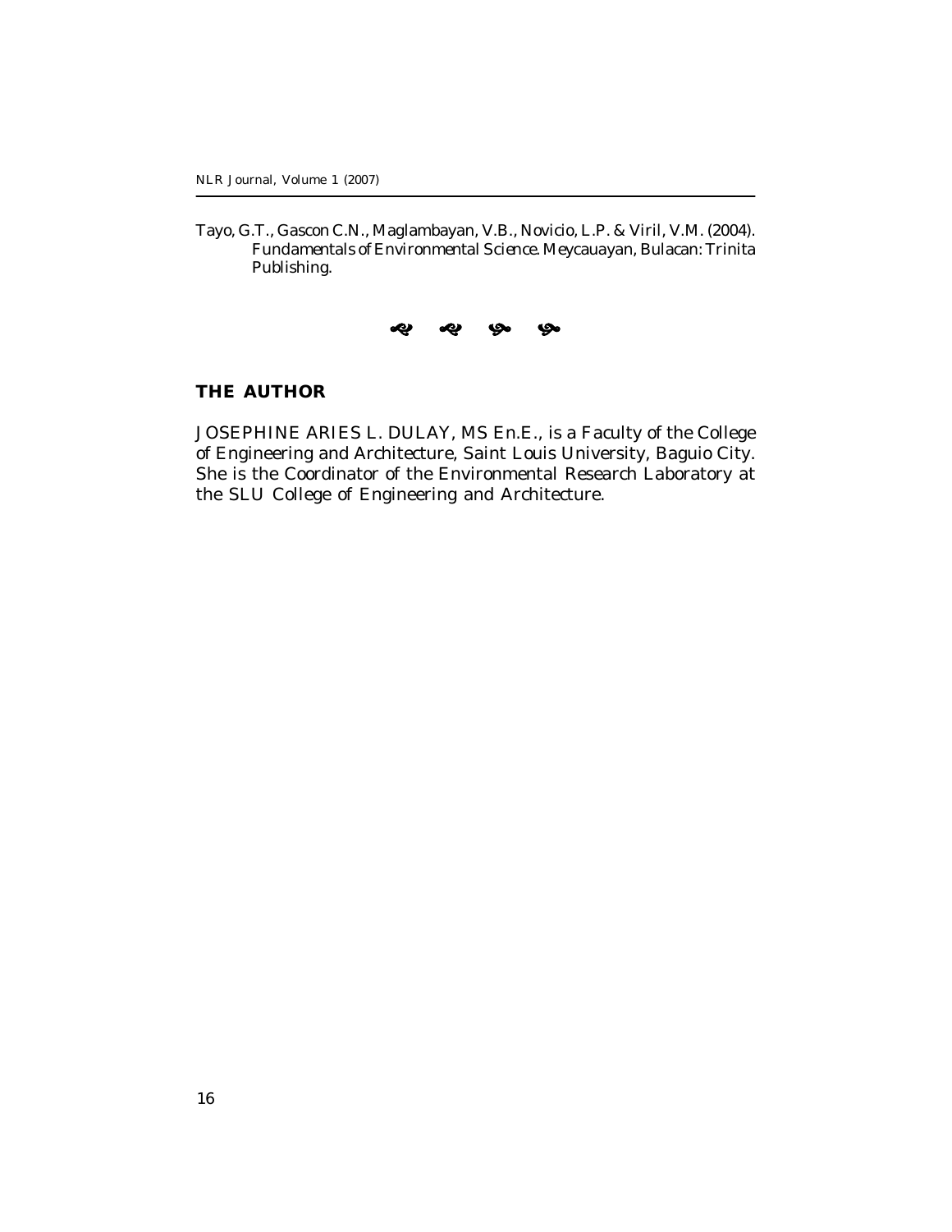Tayo, G.T., Gascon C.N., Maglambayan, V.B., Novicio, L.P. & Viril, V.M. (2004). *Fundamentals of Environmental Science*. Meycauayan, Bulacan: Trinita Publishing.

## THE AUTHOR

JOSEPHINE ARIES L. DULAY, MS En.E., is a Faculty of the College of Engineering and Architecture, Saint Louis University, Baguio City. She is the Coordinator of the Environmental Research Laboratory at the SLU College of Engineering and Architecture.